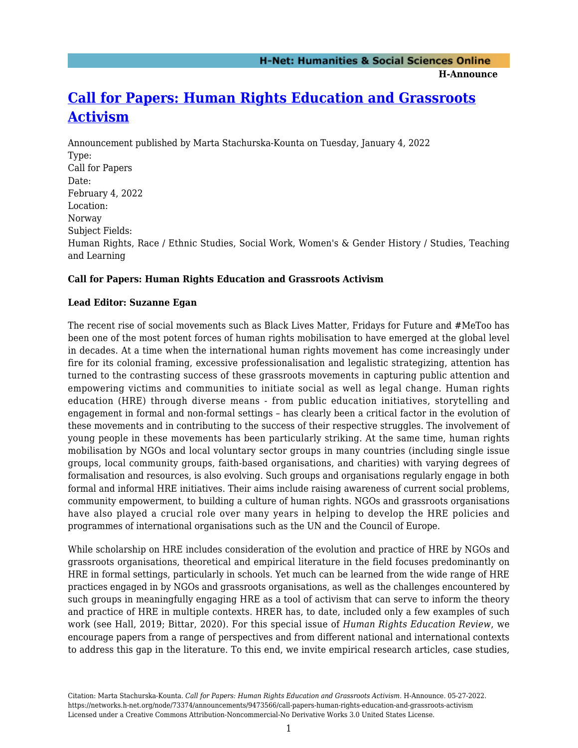# [Call for Papers: Human Rights Education and Grassroots Activism](https://networks.h-net.org/node/73374/announcements/9473566/call-papers-human-rights-education-and-grassroots-activism)

Announcement published by Marta Stachurska-Kounta on Tuesday, January 4, 2022

Type:
Call for Papers

Date:
February 4, 2022

Location:
Norway

Subject Fields:
Human Rights, Race / Ethnic Studies, Social Work, Women's & Gender History / Studies, Teaching and Learning

**Call for Papers: Human Rights Education and Grassroots Activism**

**Lead Editor: Suzanne Egan**

The recent rise of social movements such as Black Lives Matter, Fridays for Future and #MeToo has been one of the most potent forces of human rights mobilisation to have emerged at the global level in decades. At a time when the international human rights movement has come increasingly under fire for its colonial framing, excessive professionalisation and legalistic strategizing, attention has turned to the contrasting success of these grassroots movements in capturing public attention and empowering victims and communities to initiate social as well as legal change. Human rights education (HRE) through diverse means - from public education initiatives, storytelling and engagement in formal and non-formal settings – has clearly been a critical factor in the evolution of these movements and in contributing to the success of their respective struggles. The involvement of young people in these movements has been particularly striking. At the same time, human rights mobilisation by NGOs and local voluntary sector groups in many countries (including single issue groups, local community groups, faith-based organisations, and charities) with varying degrees of formalisation and resources, is also evolving. Such groups and organisations regularly engage in both formal and informal HRE initiatives. Their aims include raising awareness of current social problems, community empowerment, to building a culture of human rights. NGOs and grassroots organisations have also played a crucial role over many years in helping to develop the HRE policies and programmes of international organisations such as the UN and the Council of Europe.

While scholarship on HRE includes consideration of the evolution and practice of HRE by NGOs and grassroots organisations, theoretical and empirical literature in the field focuses predominantly on HRE in formal settings, particularly in schools. Yet much can be learned from the wide range of HRE practices engaged in by NGOs and grassroots organisations, as well as the challenges encountered by such groups in meaningfully engaging HRE as a tool of activism that can serve to inform the theory and practice of HRE in multiple contexts. HRER has, to date, included only a few examples of such work (see Hall, 2019; Bittar, 2020). For this special issue of *Human Rights Education Review*, we encourage papers from a range of perspectives and from different national and international contexts to address this gap in the literature. To this end, we invite empirical research articles, case studies,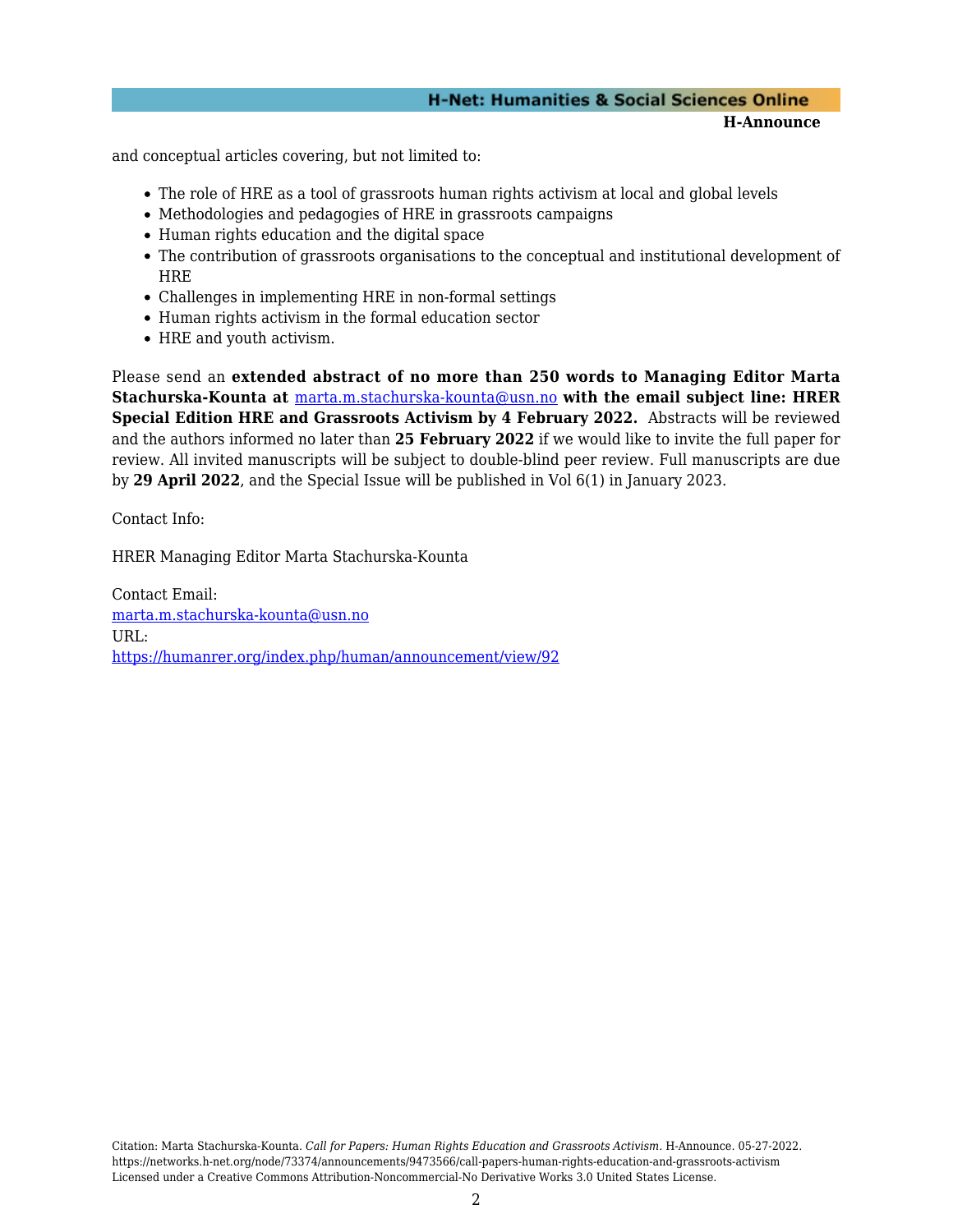and conceptual articles covering, but not limited to:

- The role of HRE as a tool of grassroots human rights activism at local and global levels
- Methodologies and pedagogies of HRE in grassroots campaigns
- Human rights education and the digital space
- The contribution of grassroots organisations to the conceptual and institutional development of HRE
- Challenges in implementing HRE in non-formal settings
- Human rights activism in the formal education sector
- HRE and youth activism.

Please send an **extended abstract of no more than 250 words to Managing Editor Marta Stachurska-Kounta at** marta.m.stachurska-kounta@usn.no **with the email subject line: HRER Special Edition HRE and Grassroots Activism by 4 February 2022.** Abstracts will be reviewed and the authors informed no later than **25 February 2022** if we would like to invite the full paper for review. All invited manuscripts will be subject to double-blind peer review. Full manuscripts are due by **29 April 2022**, and the Special Issue will be published in Vol 6(1) in January 2023.

Contact Info:

HRER Managing Editor Marta Stachurska-Kounta

Contact Email:
marta.m.stachurska-kounta@usn.no
URL:
https://humanrer.org/index.php/human/announcement/view/92

Citation: Marta Stachurska-Kounta. *Call for Papers: Human Rights Education and Grassroots Activism*. H-Announce. 05-27-2022.
https://networks.h-net.org/node/73374/announcements/9473566/call-papers-human-rights-education-and-grassroots-activism
Licensed under a Creative Commons Attribution-Noncommercial-No Derivative Works 3.0 United States License.